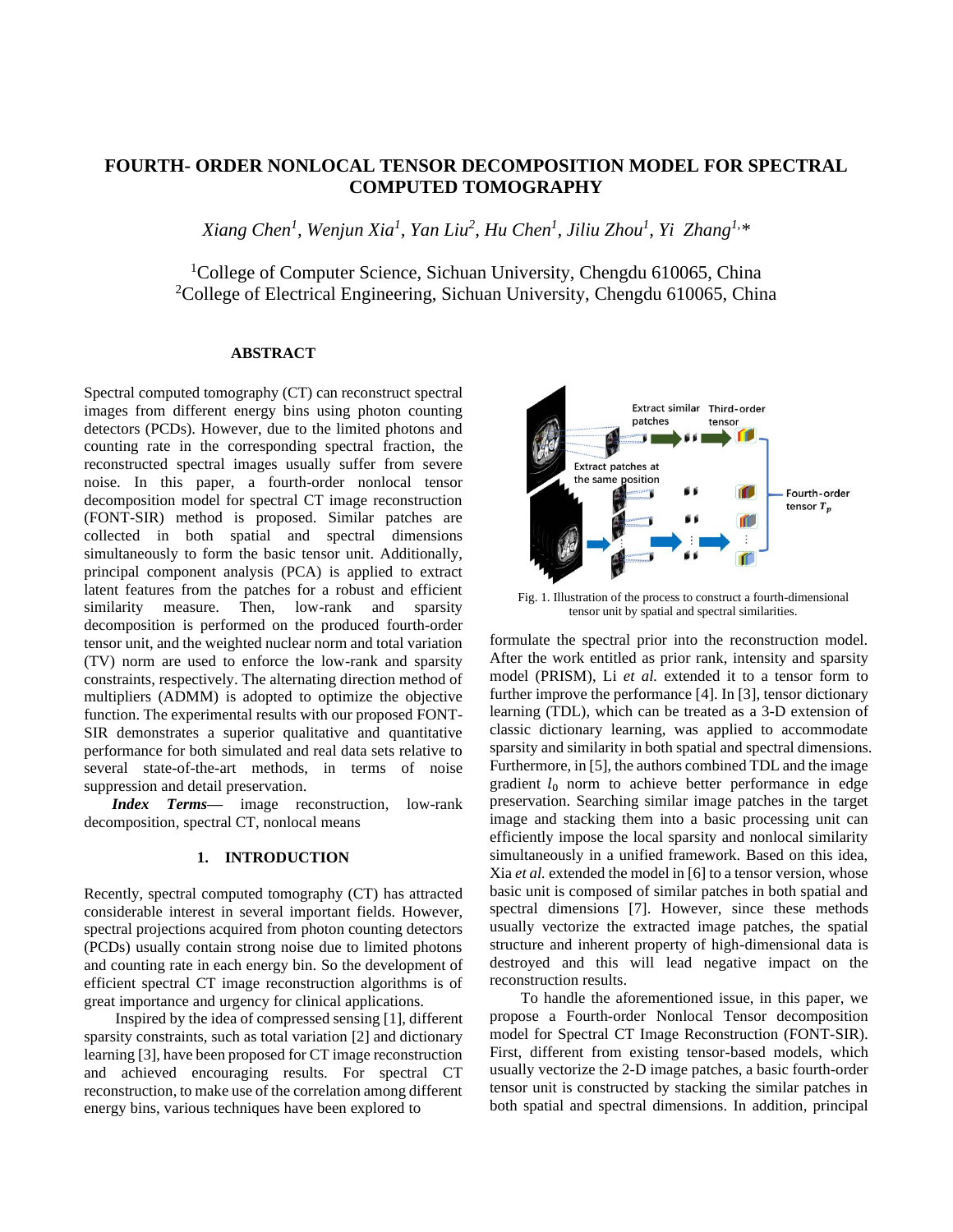# FOURTH- ORDER NONLOCAL TENSOR DECOMPOSITION MODEL FOR SPECTRAL COMPUTED TOMOGRAPHY

*Xiang Chen[1], Wenjun Xia[1], Yan Liu[2], Hu Chen[1], Jiliu Zhou[1], Yi Zhang[1,*]*

[1]College of Computer Science, Sichuan University, Chengdu 610065, China
[2]College of Electrical Engineering, Sichuan University, Chengdu 610065, China

## ABSTRACT

Spectral computed tomography (CT) can reconstruct spectral images from different energy bins using photon counting detectors (PCDs). However, due to the limited photons and counting rate in the corresponding spectral fraction, the reconstructed spectral images usually suffer from severe noise. In this paper, a fourth-order nonlocal tensor decomposition model for spectral CT image reconstruction (FONT-SIR) method is proposed. Similar patches are collected in both spatial and spectral dimensions simultaneously to form the basic tensor unit. Additionally, principal component analysis (PCA) is applied to extract latent features from the patches for a robust and efficient similarity measure. Then, low-rank and sparsity decomposition is performed on the produced fourth-order tensor unit, and the weighted nuclear norm and total variation (TV) norm are used to enforce the low-rank and sparsity constraints, respectively. The alternating direction method of multipliers (ADMM) is adopted to optimize the objective function. The experimental results with our proposed FONT-SIR demonstrates a superior qualitative and quantitative performance for both simulated and real data sets relative to several state-of-the-art methods, in terms of noise suppression and detail preservation.

***Index Terms*—** image reconstruction, low-rank decomposition, spectral CT, nonlocal means

## 1. INTRODUCTION

Recently, spectral computed tomography (CT) has attracted considerable interest in several important fields. However, spectral projections acquired from photon counting detectors (PCDs) usually contain strong noise due to limited photons and counting rate in each energy bin. So the development of efficient spectral CT image reconstruction algorithms is of great importance and urgency for clinical applications.

Inspired by the idea of compressed sensing [1], different sparsity constraints, such as total variation [2] and dictionary learning [3], have been proposed for CT image reconstruction and achieved encouraging results. For spectral CT reconstruction, to make use of the correlation among different energy bins, various techniques have been explored to formulate the spectral prior into the reconstruction model. After the work entitled as prior rank, intensity and sparsity model (PRISM), Li *et al.* extended it to a tensor form to further improve the performance [4]. In [3], tensor dictionary learning (TDL), which can be treated as a 3-D extension of classic dictionary learning, was applied to accommodate sparsity and similarity in both spatial and spectral dimensions. Furthermore, in [5], the authors combined TDL and the image gradient $l_0$ norm to achieve better performance in edge preservation. Searching similar image patches in the target image and stacking them into a basic processing unit can efficiently impose the local sparsity and nonlocal similarity simultaneously in a unified framework. Based on this idea, Xia *et al.* extended the model in [6] to a tensor version, whose basic unit is composed of similar patches in both spatial and spectral dimensions [7]. However, since these methods usually vectorize the extracted image patches, the spatial structure and inherent property of high-dimensional data is destroyed and this will lead negative impact on the reconstruction results.

Fig. 1. Illustration of the process to construct a fourth-dimensional tensor unit by spatial and spectral similarities.

To handle the aforementioned issue, in this paper, we propose a Fourth-order Nonlocal Tensor decomposition model for Spectral CT Image Reconstruction (FONT-SIR). First, different from existing tensor-based models, which usually vectorize the 2-D image patches, a basic fourth-order tensor unit is constructed by stacking the similar patches in both spatial and spectral dimensions. In addition, principal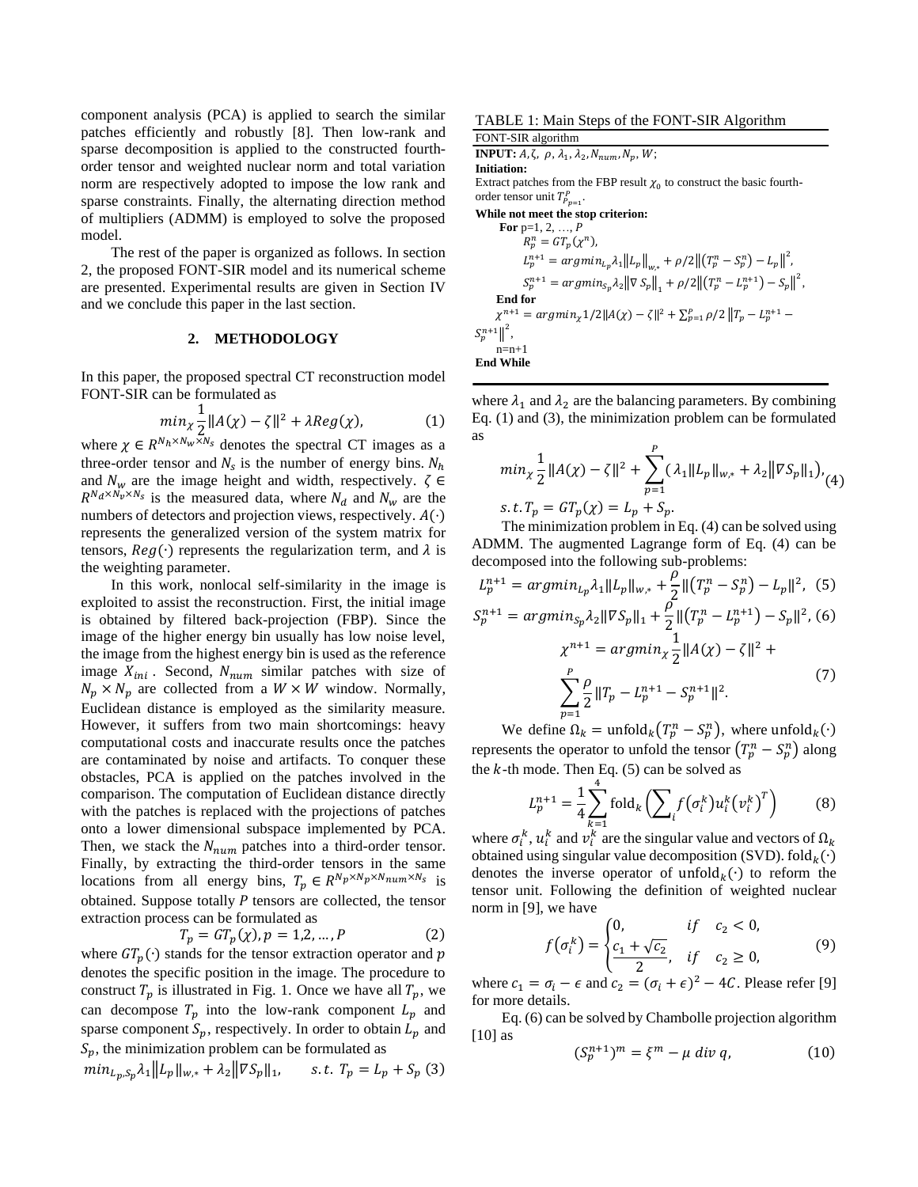component analysis (PCA) is applied to search the similar patches efficiently and robustly [8]. Then low-rank and sparse decomposition is applied to the constructed fourth-order tensor and weighted nuclear norm and total variation norm are respectively adopted to impose the low rank and sparse constraints. Finally, the alternating direction method of multipliers (ADMM) is employed to solve the proposed model.

The rest of the paper is organized as follows. In section 2, the proposed FONT-SIR model and its numerical scheme are presented. Experimental results are given in Section IV and we conclude this paper in the last section.

## 2. METHODOLOGY

In this paper, the proposed spectral CT reconstruction model FONT-SIR can be formulated as

$$min_{\chi} \frac{1}{2}\|A(\chi) - \zeta\|^2 + \lambda Reg(\chi), \tag{1}$$

where $\chi \in R^{N_h \times N_w \times N_s}$ denotes the spectral CT images as a three-order tensor and $N_s$ is the number of energy bins. $N_h$ and $N_w$ are the image height and width, respectively. $\zeta \in R^{N_d \times N_v \times N_s}$ is the measured data, where $N_d$ and $N_w$ are the numbers of detectors and projection views, respectively. $A(\cdot)$ represents the generalized version of the system matrix for tensors, $Reg(\cdot)$ represents the regularization term, and $\lambda$ is the weighting parameter.

In this work, nonlocal self-similarity in the image is exploited to assist the reconstruction. First, the initial image is obtained by filtered back-projection (FBP). Since the image of the higher energy bin usually has low noise level, the image from the highest energy bin is used as the reference image $X_{ini}$. Second, $N_{num}$ similar patches with size of $N_p \times N_p$ are collected from a $W \times W$ window. Normally, Euclidean distance is employed as the similarity measure. However, it suffers from two main shortcomings: heavy computational costs and inaccurate results once the patches are contaminated by noise and artifacts. To conquer these obstacles, PCA is applied on the patches involved in the comparison. The computation of Euclidean distance directly with the patches is replaced with the projections of patches onto a lower dimensional subspace implemented by PCA. Then, we stack the $N_{num}$ patches into a third-order tensor. Finally, by extracting the third-order tensors in the same locations from all energy bins, $T_p \in R^{N_p \times N_p \times N_{num} \times N_s}$ is obtained. Suppose totally $P$ tensors are collected, the tensor extraction process can be formulated as

$$T_p = GT_p(\chi), p = 1,2,\ldots,P \tag{2}$$

where $GT_p(\cdot)$ stands for the tensor extraction operator and $p$ denotes the specific position in the image. The procedure to construct $T_p$ is illustrated in Fig. 1. Once we have all $T_p$, we can decompose $T_p$ into the low-rank component $L_p$ and sparse component $S_p$, respectively. In order to obtain $L_p$ and $S_p$, the minimization problem can be formulated as

$$min_{L_p,S_p} \lambda_1 \|L_p\|_{w,*} + \lambda_2 \|\nabla S_p\|_1, \qquad s.t.\ T_p = L_p + S_p \tag{3}$$

TABLE 1: Main Steps of the FONT-SIR Algorithm

FONT-SIR algorithm

**INPUT:** $A, \zeta, \rho, \lambda_1, \lambda_2, N_{num}, N_p, W$;

**Initiation:**

Extract patches from the FBP result $\chi_0$ to construct the basic fourth-order tensor unit $T_{p_{p=1}}^{P}$.

**While not meet the stop criterion:**

**For** p=1, 2, …, $P$

$R_p^n = GT_p(\chi^n)$,

$L_p^{n+1} = argmin_{L_p} \lambda_1 \|L_p\|_{w,*} + \rho/2 \|(T_p^n - S_p^n) - L_p\|^2$,

$S_p^{n+1} = argmin_{S_p} \lambda_2 \|\nabla S_p\|_1 + \rho/2 \|(T_p^n - L_p^{n+1}) - S_p\|^2$,

**End for**

$\chi^{n+1} = argmin_{\chi} 1/2 \|A(\chi) - \zeta\|^2 + \sum_{p=1}^{P} \rho/2 \|T_p - L_p^{n+1} - S_p^{n+1}\|^2$,

n=n+1

**End While**

where $\lambda_1$ and $\lambda_2$ are the balancing parameters. By combining Eq. (1) and (3), the minimization problem can be formulated as

$$min_{\chi} \frac{1}{2}\|A(\chi) - \zeta\|^2 + \sum_{p=1}^{P} (\lambda_1 \|L_p\|_{w,*} + \lambda_2 \|\nabla S_p\|_1), \tag{4}$$
$$s.t. T_p = GT_p(\chi) = L_p + S_p.$$

The minimization problem in Eq. (4) can be solved using ADMM. The augmented Lagrange form of Eq. (4) can be decomposed into the following sub-problems:

$$L_p^{n+1} = argmin_{L_p} \lambda_1 \|L_p\|_{w,*} + \frac{\rho}{2}\|(T_p^n - S_p^n) - L_p\|^2, \tag{5}$$

$$S_p^{n+1} = argmin_{S_p} \lambda_2 \|\nabla S_p\|_1 + \frac{\rho}{2}\|(T_p^n - L_p^{n+1}) - S_p\|^2, \tag{6}$$

$$\chi^{n+1} = argmin_{\chi} \frac{1}{2}\|A(\chi) - \zeta\|^2 + \sum_{p=1}^{P} \frac{\rho}{2}\|T_p - L_p^{n+1} - S_p^{n+1}\|^2. \tag{7}$$

We define $\Omega_k = \text{unfold}_k(T_p^n - S_p^n)$, where $\text{unfold}_k(\cdot)$ represents the operator to unfold the tensor $(T_p^n - S_p^n)$ along the $k$-th mode. Then Eq. (5) can be solved as

$$L_p^{n+1} = \frac{1}{4}\sum_{k=1}^{4} \text{fold}_k\left(\sum_i f(\sigma_i^k) u_i^k (v_i^k)^T\right) \tag{8}$$

where $\sigma_i^k$, $u_i^k$ and $v_i^k$ are the singular value and vectors of $\Omega_k$ obtained using singular value decomposition (SVD). $\text{fold}_k(\cdot)$ denotes the inverse operator of $\text{unfold}_k(\cdot)$ to reform the tensor unit. Following the definition of weighted nuclear norm in [9], we have

$$f(\sigma_i^k) = \begin{cases} 0, & if \quad c_2 < 0, \\ \dfrac{c_1 + \sqrt{c_2}}{2}, & if \quad c_2 \geq 0, \end{cases} \tag{9}$$

where $c_1 = \sigma_i - \epsilon$ and $c_2 = (\sigma_i + \epsilon)^2 - 4C$. Please refer [9] for more details.

Eq. (6) can be solved by Chambolle projection algorithm [10] as

$$(S_p^{n+1})^m = \xi^m - \mu\ div\ q, \tag{10}$$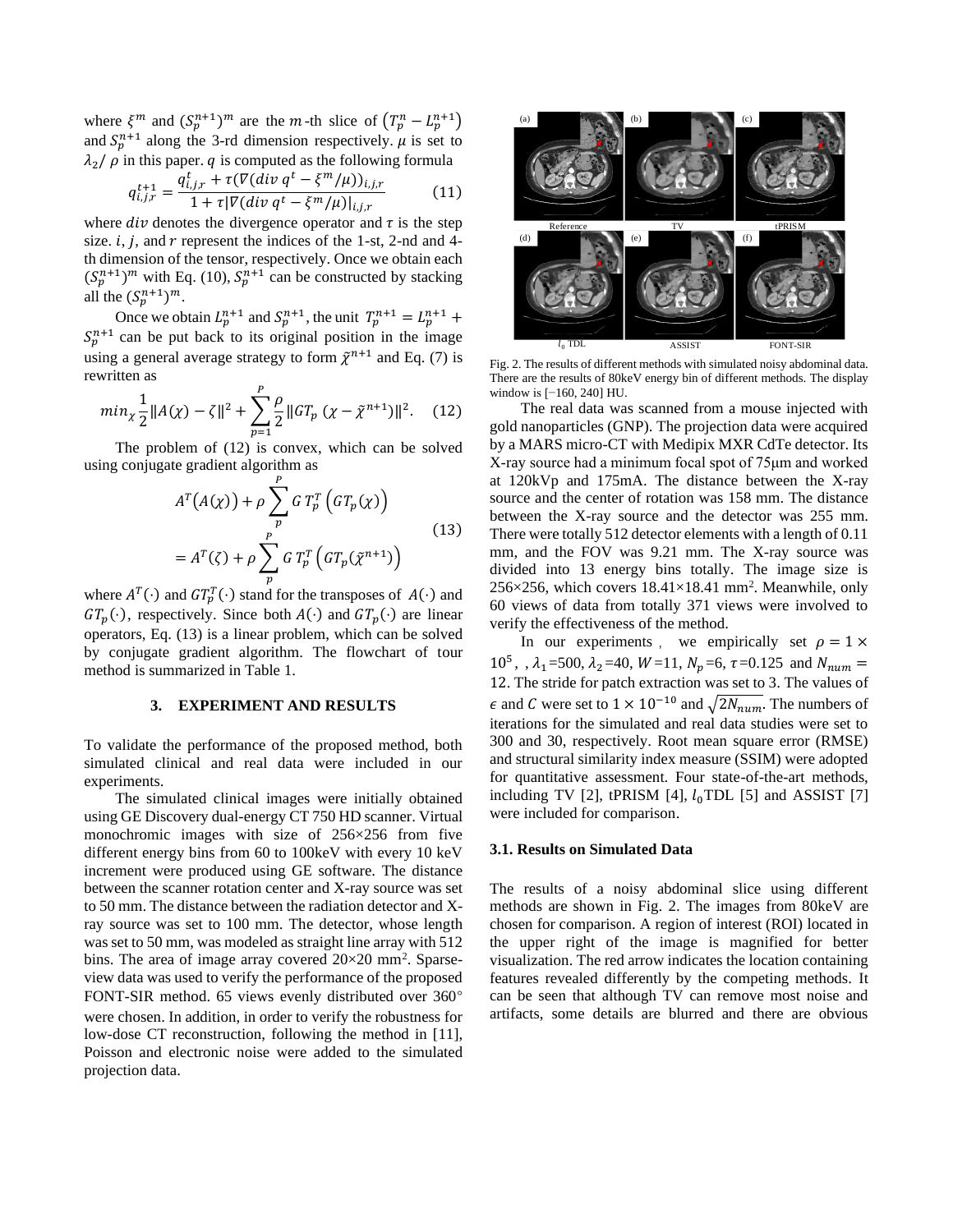where $\xi^m$ and $(S_p^{n+1})^m$ are the $m$-th slice of $(T_p^n - L_p^{n+1})$ and $S_p^{n+1}$ along the 3-rd dimension respectively. $\mu$ is set to $\lambda_2/\rho$ in this paper. $q$ is computed as the following formula

$$q_{i,j,r}^{t+1} = \frac{q_{i,j,r}^t + \tau(\nabla(div\, q^t - \xi^m/\mu))_{i,j,r}}{1 + \tau|\nabla(div\, q^t - \xi^m/\mu)|_{i,j,r}} \tag{11}$$

where $div$ denotes the divergence operator and $\tau$ is the step size. $i$, $j$, and $r$ represent the indices of the 1-st, 2-nd and 4-th dimension of the tensor, respectively. Once we obtain each $(S_p^{n+1})^m$ with Eq. (10), $S_p^{n+1}$ can be constructed by stacking all the $(S_p^{n+1})^m$.

Once we obtain $L_p^{n+1}$ and $S_p^{n+1}$, the unit $T_p^{n+1} = L_p^{n+1} + S_p^{n+1}$ can be put back to its original position in the image using a general average strategy to form $\tilde{\chi}^{n+1}$ and Eq. (7) is rewritten as

$$min_{\chi} \frac{1}{2}\|A(\chi) - \zeta\|^2 + \sum_{p=1}^{P} \frac{\rho}{2}\|GT_p\,(\chi - \tilde{\chi}^{n+1})\|^2. \tag{12}$$

The problem of (12) is convex, which can be solved using conjugate gradient algorithm as

$$\begin{aligned} &A^T\big(A(\chi)\big) + \rho \sum_{p}^{P} G\,T_p^T\left(GT_p(\chi)\right) \\ &= A^T(\zeta) + \rho \sum_{p}^{P} G\,T_p^T\left(GT_p(\tilde{\chi}^{n+1})\right) \end{aligned} \tag{13}$$

where $A^T(\cdot)$ and $GT_p^T(\cdot)$ stand for the transposes of $A(\cdot)$ and $GT_p(\cdot)$, respectively. Since both $A(\cdot)$ and $GT_p(\cdot)$ are linear operators, Eq. (13) is a linear problem, which can be solved by conjugate gradient algorithm. The flowchart of tour method is summarized in Table 1.

## 3. EXPERIMENT AND RESULTS

To validate the performance of the proposed method, both simulated clinical and real data were included in our experiments.

The simulated clinical images were initially obtained using GE Discovery dual-energy CT 750 HD scanner. Virtual monochromic images with size of 256×256 from five different energy bins from 60 to 100keV with every 10 keV increment were produced using GE software. The distance between the scanner rotation center and X-ray source was set to 50 mm. The distance between the radiation detector and X-ray source was set to 100 mm. The detector, whose length was set to 50 mm, was modeled as straight line array with 512 bins. The area of image array covered 20×20 mm². Sparse-view data was used to verify the performance of the proposed FONT-SIR method. 65 views evenly distributed over 360° were chosen. In addition, in order to verify the robustness for low-dose CT reconstruction, following the method in [11], Poisson and electronic noise were added to the simulated projection data.

Fig. 2. The results of different methods with simulated noisy abdominal data. There are the results of 80keV energy bin of different methods. The display window is [−160, 240] HU.

The real data was scanned from a mouse injected with gold nanoparticles (GNP). The projection data were acquired by a MARS micro-CT with Medipix MXR CdTe detector. Its X-ray source had a minimum focal spot of 75μm and worked at 120kVp and 175mA. The distance between the X-ray source and the center of rotation was 158 mm. The distance between the X-ray source and the detector was 255 mm. There were totally 512 detector elements with a length of 0.11 mm, and the FOV was 9.21 mm. The X-ray source was divided into 13 energy bins totally. The image size is 256×256, which covers 18.41×18.41 mm². Meanwhile, only 60 views of data from totally 371 views were involved to verify the effectiveness of the method.

In our experiments, we empirically set $\rho = 1 \times 10^5$, , $\lambda_1$=500, $\lambda_2$=40, $W$=11, $N_p$=6, $\tau$=0.125 and $N_{num} = 12$. The stride for patch extraction was set to 3. The values of $\epsilon$ and $C$ were set to $1 \times 10^{-10}$ and $\sqrt{2N_{num}}$. The numbers of iterations for the simulated and real data studies were set to 300 and 30, respectively. Root mean square error (RMSE) and structural similarity index measure (SSIM) were adopted for quantitative assessment. Four state-of-the-art methods, including TV [2], tPRISM [4], $l_0$TDL [5] and ASSIST [7] were included for comparison.

### 3.1. Results on Simulated Data

The results of a noisy abdominal slice using different methods are shown in Fig. 2. The images from 80keV are chosen for comparison. A region of interest (ROI) located in the upper right of the image is magnified for better visualization. The red arrow indicates the location containing features revealed differently by the competing methods. It can be seen that although TV can remove most noise and artifacts, some details are blurred and there are obvious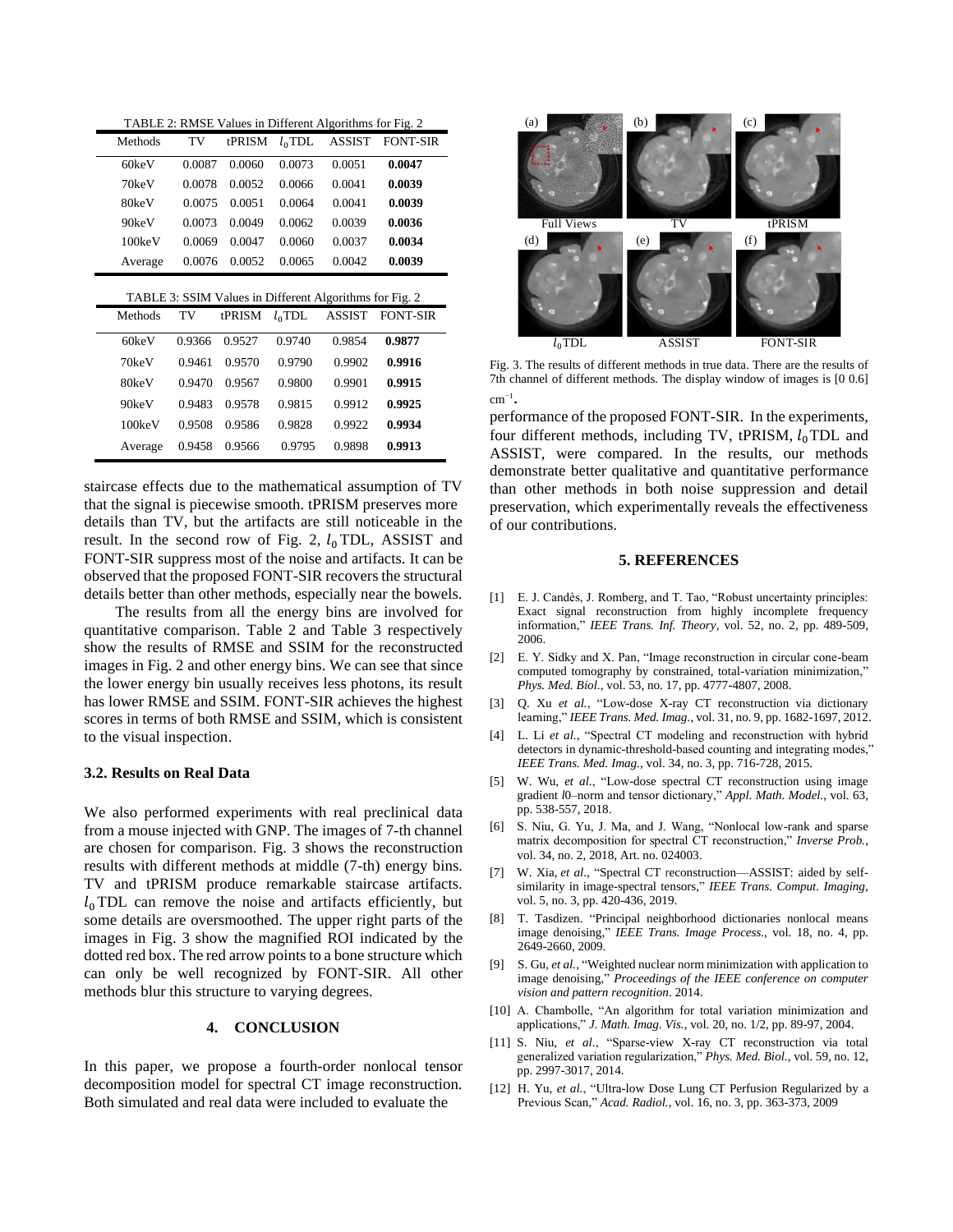TABLE 2: RMSE Values in Different Algorithms for Fig. 2

| Methods | TV | tPRISM | $l_0$TDL | ASSIST | FONT-SIR |
|---|---|---|---|---|---|
| 60keV | 0.0087 | 0.0060 | 0.0073 | 0.0051 | **0.0047** |
| 70keV | 0.0078 | 0.0052 | 0.0066 | 0.0041 | **0.0039** |
| 80keV | 0.0075 | 0.0051 | 0.0064 | 0.0041 | **0.0039** |
| 90keV | 0.0073 | 0.0049 | 0.0062 | 0.0039 | **0.0036** |
| 100keV | 0.0069 | 0.0047 | 0.0060 | 0.0037 | **0.0034** |
| Average | 0.0076 | 0.0052 | 0.0065 | 0.0042 | **0.0039** |

TABLE 3: SSIM Values in Different Algorithms for Fig. 2

| Methods | TV | tPRISM | $l_0$TDL | ASSIST | FONT-SIR |
|---|---|---|---|---|---|
| 60keV | 0.9366 | 0.9527 | 0.9740 | 0.9854 | **0.9877** |
| 70keV | 0.9461 | 0.9570 | 0.9790 | 0.9902 | **0.9916** |
| 80keV | 0.9470 | 0.9567 | 0.9800 | 0.9901 | **0.9915** |
| 90keV | 0.9483 | 0.9578 | 0.9815 | 0.9912 | **0.9925** |
| 100keV | 0.9508 | 0.9586 | 0.9828 | 0.9922 | **0.9934** |
| Average | 0.9458 | 0.9566 | 0.9795 | 0.9898 | **0.9913** |

staircase effects due to the mathematical assumption of TV that the signal is piecewise smooth. tPRISM preserves more details than TV, but the artifacts are still noticeable in the result. In the second row of Fig. 2, $l_0$TDL, ASSIST and FONT-SIR suppress most of the noise and artifacts. It can be observed that the proposed FONT-SIR recovers the structural details better than other methods, especially near the bowels.

The results from all the energy bins are involved for quantitative comparison. Table 2 and Table 3 respectively show the results of RMSE and SSIM for the reconstructed images in Fig. 2 and other energy bins. We can see that since the lower energy bin usually receives less photons, its result has lower RMSE and SSIM. FONT-SIR achieves the highest scores in terms of both RMSE and SSIM, which is consistent to the visual inspection.

### 3.2. Results on Real Data

We also performed experiments with real preclinical data from a mouse injected with GNP. The images of 7-th channel are chosen for comparison. Fig. 3 shows the reconstruction results with different methods at middle (7-th) energy bins. TV and tPRISM produce remarkable staircase artifacts. $l_0$TDL can remove the noise and artifacts efficiently, but some details are oversmoothed. The upper right parts of the images in Fig. 3 show the magnified ROI indicated by the dotted red box. The red arrow points to a bone structure which can only be well recognized by FONT-SIR. All other methods blur this structure to varying degrees.

## 4. CONCLUSION

In this paper, we propose a fourth-order nonlocal tensor decomposition model for spectral CT image reconstruction. Both simulated and real data were included to evaluate the performance of the proposed FONT-SIR. In the experiments, four different methods, including TV, tPRISM, $l_0$TDL and ASSIST, were compared. In the results, our methods demonstrate better qualitative and quantitative performance than other methods in both noise suppression and detail preservation, which experimentally reveals the effectiveness of our contributions.

(a) Full Views (b) TV (c) tPRISM (d) $l_0$TDL (e) ASSIST (f) FONT-SIR

Fig. 3. The results of different methods in true data. There are the results of 7th channel of different methods. The display window of images is [0 0.6] $\text{cm}^{-1}$.

## 5. REFERENCES

[1] E. J. Candès, J. Romberg, and T. Tao, "Robust uncertainty principles: Exact signal reconstruction from highly incomplete frequency information," *IEEE Trans. Inf. Theory*, vol. 52, no. 2, pp. 489-509, 2006.

[2] E. Y. Sidky and X. Pan, "Image reconstruction in circular cone-beam computed tomography by constrained, total-variation minimization," *Phys. Med. Biol.*, vol. 53, no. 17, pp. 4777-4807, 2008.

[3] Q. Xu *et al.*, "Low-dose X-ray CT reconstruction via dictionary learning," *IEEE Trans. Med. Imag.*, vol. 31, no. 9, pp. 1682-1697, 2012.

[4] L. Li *et al.*, "Spectral CT modeling and reconstruction with hybrid detectors in dynamic-threshold-based counting and integrating modes," *IEEE Trans. Med. Imag.*, vol. 34, no. 3, pp. 716-728, 2015.

[5] W. Wu, *et al.*, "Low-dose spectral CT reconstruction using image gradient $l$0–norm and tensor dictionary," *Appl. Math. Model.*, vol. 63, pp. 538-557, 2018.

[6] S. Niu, G. Yu, J. Ma, and J. Wang, "Nonlocal low-rank and sparse matrix decomposition for spectral CT reconstruction," *Inverse Prob.*, vol. 34, no. 2, 2018, Art. no. 024003.

[7] W. Xia, *et al*., "Spectral CT reconstruction—ASSIST: aided by self-similarity in image-spectral tensors," *IEEE Trans. Comput. Imaging*, vol. 5, no. 3, pp. 420-436, 2019.

[8] T. Tasdizen. "Principal neighborhood dictionaries nonlocal means image denoising," *IEEE Trans. Image Process.*, vol. 18, no. 4, pp. 2649-2660, 2009.

[9] S. Gu, *et al.*, "Weighted nuclear norm minimization with application to image denoising," *Proceedings of the IEEE conference on computer vision and pattern recognition*. 2014.

[10] A. Chambolle, "An algorithm for total variation minimization and applications," *J. Math. Imag. Vis.*, vol. 20, no. 1/2, pp. 89-97, 2004.

[11] S. Niu, *et al.*, "Sparse-view X-ray CT reconstruction via total generalized variation regularization," *Phys. Med. Biol.*, vol. 59, no. 12, pp. 2997-3017, 2014.

[12] H. Yu, *et al.*, "Ultra-low Dose Lung CT Perfusion Regularized by a Previous Scan," *Acad. Radiol.*, vol. 16, no. 3, pp. 363-373, 2009